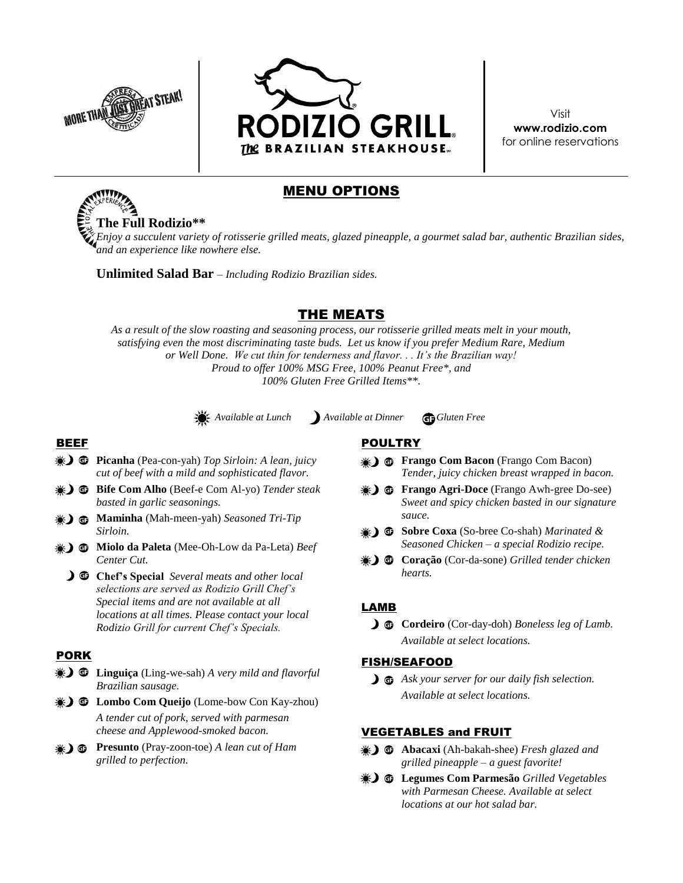MORE THAN JUST GREAT STEAK!

# RODIZIO GRILL

*The* BRAZILIAN STEAKHOUSE

Visit
**www.rodizio.com**
for online reservations

## MENU OPTIONS

**The Full Rodizio****
*Enjoy a succulent variety of rotisserie grilled meats, glazed pineapple, a gourmet salad bar, authentic Brazilian sides, and an experience like nowhere else.*

**Unlimited Salad Bar** – *Including Rodizio Brazilian sides.*

## THE MEATS

*As a result of the slow roasting and seasoning process, our rotisserie grilled meats melt in your mouth, satisfying even the most discriminating taste buds. Let us know if you prefer Medium Rare, Medium or Well Done. We cut thin for tenderness and flavor. . . It's the Brazilian way!*
*Proud to offer 100% MSG Free, 100% Peanut Free*, and*
*100% Gluten Free Grilled Items**.*

☀ *Available at Lunch* ☽ *Available at Dinner* GF *Gluten Free*

### BEEF

- ☀☽ GF **Picanha** (Pea-con-yah) *Top Sirloin: A lean, juicy cut of beef with a mild and sophisticated flavor.*
- ☀☽ GF **Bife Com Alho** (Beef-e Com Al-yo) *Tender steak basted in garlic seasonings.*
- ☀☽ GF **Maminha** (Mah-meen-yah) *Seasoned Tri-Tip Sirloin.*
- ☀☽ GF **Miolo da Paleta** (Mee-Oh-Low da Pa-Leta) *Beef Center Cut.*
- ☽ GF **Chef's Special** *Several meats and other local selections are served as Rodizio Grill Chef's Special items and are not available at all locations at all times. Please contact your local Rodizio Grill for current Chef's Specials.*

### PORK

- ☀☽ GF **Linguiça** (Ling-we-sah) *A very mild and flavorful Brazilian sausage.*
- ☀☽ GF **Lombo Com Queijo** (Lome-bow Con Kay-zhou) *A tender cut of pork, served with parmesan cheese and Applewood-smoked bacon.*
- ☀☽ GF **Presunto** (Pray-zoon-toe) *A lean cut of Ham grilled to perfection.*

### POULTRY

- ☀☽ GF **Frango Com Bacon** (Frango Com Bacon) *Tender, juicy chicken breast wrapped in bacon.*
- ☀☽ GF **Frango Agri-Doce** (Frango Awh-gree Do-see) *Sweet and spicy chicken basted in our signature sauce.*
- ☀☽ GF **Sobre Coxa** (So-bree Co-shah) *Marinated & Seasoned Chicken – a special Rodizio recipe.*
- ☀☽ GF **Coração** (Cor-da-sone) *Grilled tender chicken hearts.*

### LAMB

- ☽ GF **Cordeiro** (Cor-day-doh) *Boneless leg of Lamb. Available at select locations.*

### FISH/SEAFOOD

- ☽ GF *Ask your server for our daily fish selection. Available at select locations.*

### VEGETABLES and FRUIT

- ☀☽ GF **Abacaxi** (Ah-bakah-shee) *Fresh glazed and grilled pineapple – a guest favorite!*
- ☀☽ GF **Legumes Com Parmesão** *Grilled Vegetables with Parmesan Cheese. Available at select locations at our hot salad bar.*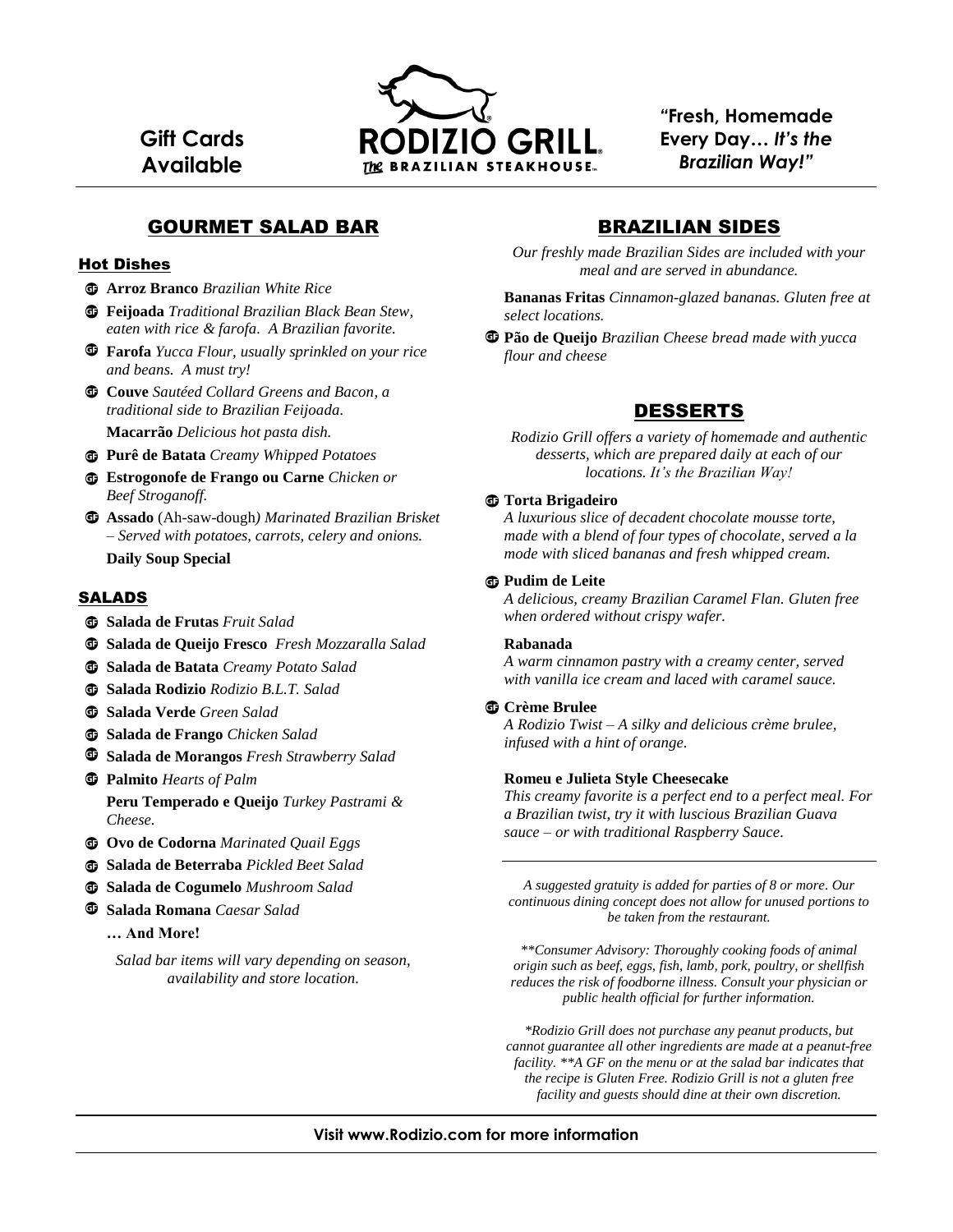Gift Cards Available

# RODIZIO GRILL
The BRAZILIAN STEAKHOUSE

**"Fresh, Homemade Every Day… *It's the Brazilian Way!*"**

## GOURMET SALAD BAR

### Hot Dishes

- GF **Arroz Branco** *Brazilian White Rice*
- GF **Feijoada** *Traditional Brazilian Black Bean Stew, eaten with rice & farofa. A Brazilian favorite.*
- GF **Farofa** *Yucca Flour, usually sprinkled on your rice and beans. A must try!*
- GF **Couve** *Sautéed Collard Greens and Bacon, a traditional side to Brazilian Feijoada.*
- **Macarrão** *Delicious hot pasta dish.*
- GF **Purê de Batata** *Creamy Whipped Potatoes*
- GF **Estrogonofe de Frango ou Carne** *Chicken or Beef Stroganoff.*
- GF **Assado** (Ah-saw-dough*) Marinated Brazilian Brisket – Served with potatoes, carrots, celery and onions.*
- **Daily Soup Special**

### SALADS

- GF **Salada de Frutas** *Fruit Salad*
- GF **Salada de Queijo Fresco** *Fresh Mozzaralla Salad*
- GF **Salada de Batata** *Creamy Potato Salad*
- GF **Salada Rodizio** *Rodizio B.L.T. Salad*
- GF **Salada Verde** *Green Salad*
- GF **Salada de Frango** *Chicken Salad*
- GF **Salada de Morangos** *Fresh Strawberry Salad*
- GF **Palmito** *Hearts of Palm*
- **Peru Temperado e Queijo** *Turkey Pastrami & Cheese.*
- GF **Ovo de Codorna** *Marinated Quail Eggs*
- GF **Salada de Beterraba** *Pickled Beet Salad*
- GF **Salada de Cogumelo** *Mushroom Salad*
- GF **Salada Romana** *Caesar Salad*
- **… And More!**

*Salad bar items will vary depending on season, availability and store location.*

## BRAZILIAN SIDES

*Our freshly made Brazilian Sides are included with your meal and are served in abundance.*

**Bananas Fritas** *Cinnamon-glazed bananas. Gluten free at select locations.*

GF **Pão de Queijo** *Brazilian Cheese bread made with yucca flour and cheese*

## DESSERTS

*Rodizio Grill offers a variety of homemade and authentic desserts, which are prepared daily at each of our locations. It's the Brazilian Way!*

GF **Torta Brigadeiro**
*A luxurious slice of decadent chocolate mousse torte, made with a blend of four types of chocolate, served a la mode with sliced bananas and fresh whipped cream.*

GF **Pudim de Leite**
*A delicious, creamy Brazilian Caramel Flan. Gluten free when ordered without crispy wafer.*

**Rabanada**
*A warm cinnamon pastry with a creamy center, served with vanilla ice cream and laced with caramel sauce.*

GF **Crème Brulee**
*A Rodizio Twist – A silky and delicious crème brulee, infused with a hint of orange.*

**Romeu e Julieta Style Cheesecake**
*This creamy favorite is a perfect end to a perfect meal. For a Brazilian twist, try it with luscious Brazilian Guava sauce – or with traditional Raspberry Sauce.*

---

*A suggested gratuity is added for parties of 8 or more. Our continuous dining concept does not allow for unused portions to be taken from the restaurant.*

*\*\*Consumer Advisory: Thoroughly cooking foods of animal origin such as beef, eggs, fish, lamb, pork, poultry, or shellfish reduces the risk of foodborne illness. Consult your physician or public health official for further information.*

*\*Rodizio Grill does not purchase any peanut products, but cannot guarantee all other ingredients are made at a peanut-free facility. \*\*A GF on the menu or at the salad bar indicates that the recipe is Gluten Free. Rodizio Grill is not a gluten free facility and guests should dine at their own discretion.*

**Visit www.Rodizio.com for more information**